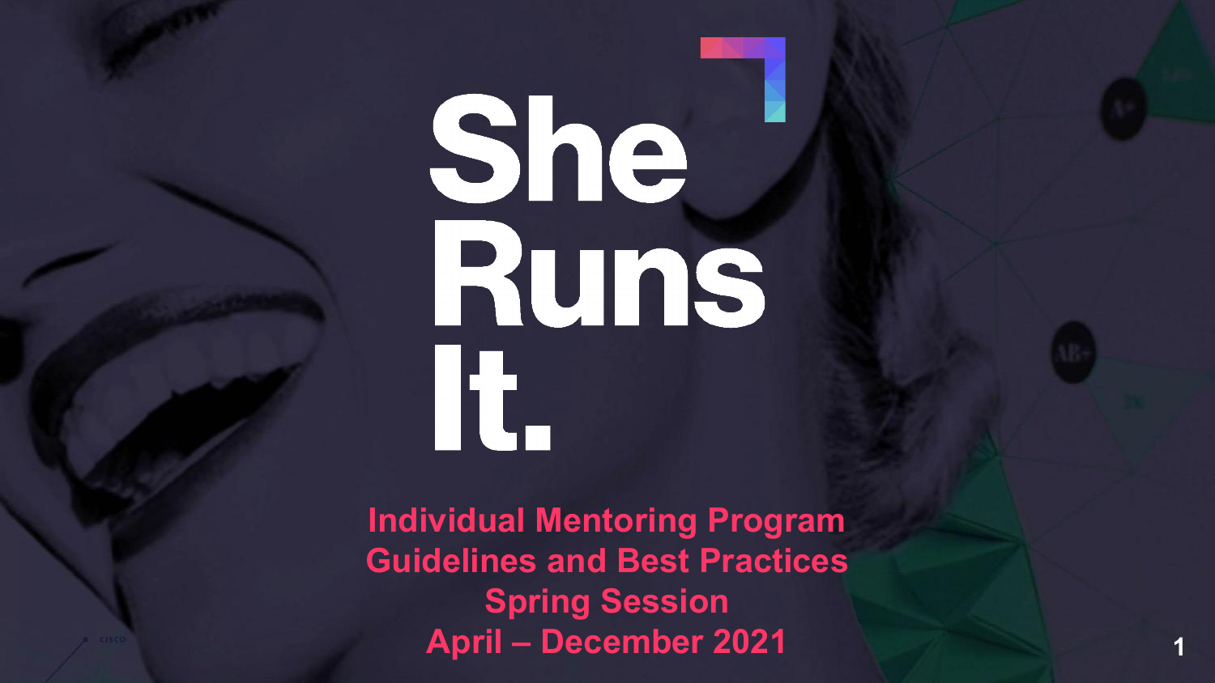# She Runs It.

**Individual Mentoring Program Guidelines and Best Practices**

**Spring Session**

**April – December 2021**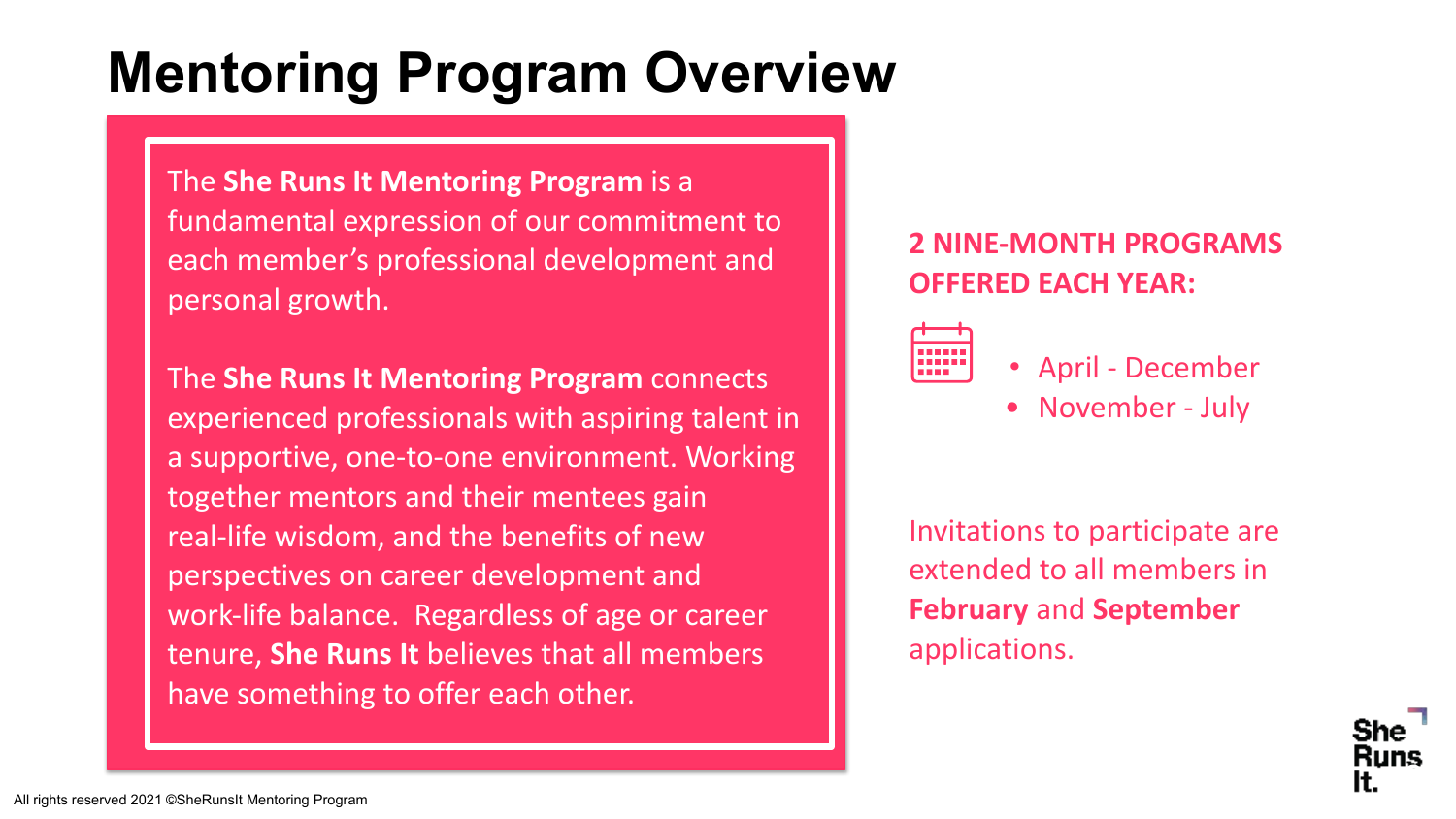# Mentoring Program Overview

The **She Runs It Mentoring Program** is a fundamental expression of our commitment to each member's professional development and personal growth.

The **She Runs It Mentoring Program** connects experienced professionals with aspiring talent in a supportive, one-to-one environment. Working together mentors and their mentees gain real-life wisdom, and the benefits of new perspectives on career development and work-life balance. Regardless of age or career tenure, **She Runs It** believes that all members have something to offer each other.

**2 NINE-MONTH PROGRAMS OFFERED EACH YEAR:**

- April - December
- November - July

Invitations to participate are extended to all members in **February** and **September** applications.

All rights reserved 2021 ©SheRunsIt Mentoring Program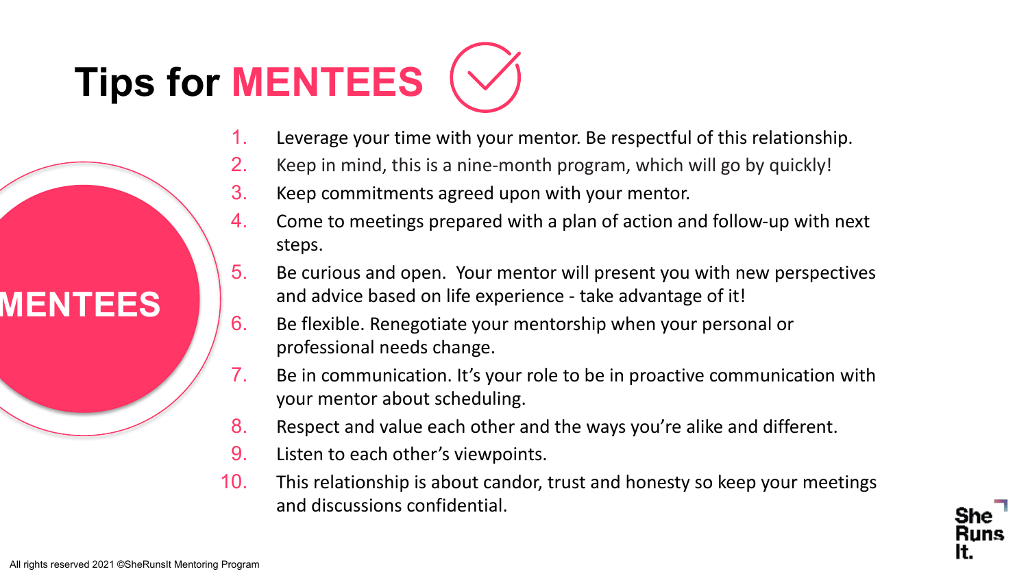# Tips for MENTEES

MENTEES

1. Leverage your time with your mentor. Be respectful of this relationship.
2. Keep in mind, this is a nine-month program, which will go by quickly!
3. Keep commitments agreed upon with your mentor.
4. Come to meetings prepared with a plan of action and follow-up with next steps.
5. Be curious and open. Your mentor will present you with new perspectives and advice based on life experience - take advantage of it!
6. Be flexible. Renegotiate your mentorship when your personal or professional needs change.
7. Be in communication. It's your role to be in proactive communication with your mentor about scheduling.
8. Respect and value each other and the ways you're alike and different.
9. Listen to each other's viewpoints.
10. This relationship is about candor, trust and honesty so keep your meetings and discussions confidential.

All rights reserved 2021 ©SheRunsIt Mentoring Program

She Runs It.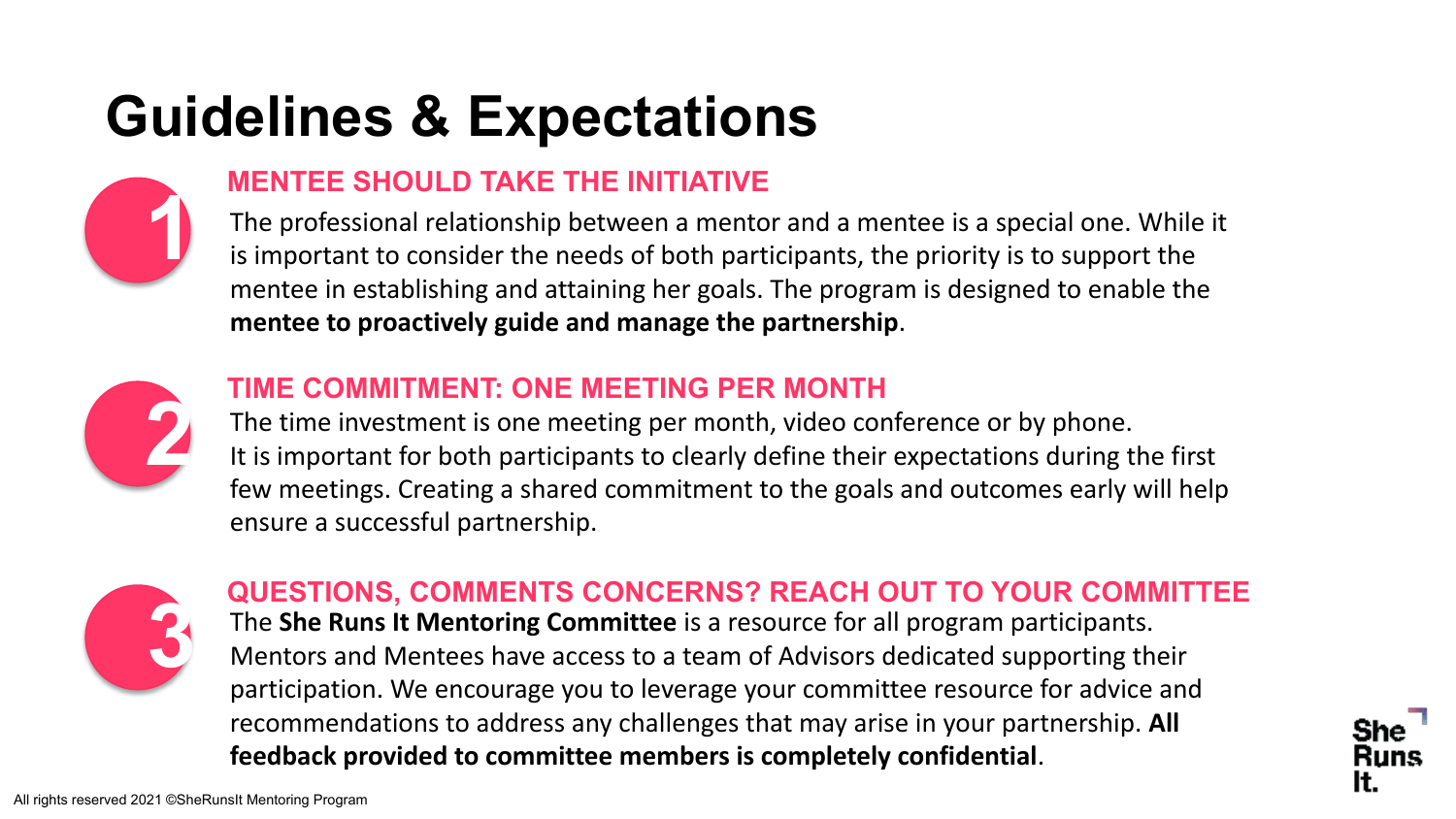# Guidelines & Expectations

## 1. MENTEE SHOULD TAKE THE INITIATIVE

The professional relationship between a mentor and a mentee is a special one. While it is important to consider the needs of both participants, the priority is to support the mentee in establishing and attaining her goals. The program is designed to enable the **mentee to proactively guide and manage the partnership**.

## 2. TIME COMMITMENT: ONE MEETING PER MONTH

The time investment is one meeting per month, video conference or by phone.
It is important for both participants to clearly define their expectations during the first few meetings. Creating a shared commitment to the goals and outcomes early will help ensure a successful partnership.

## 3. QUESTIONS, COMMENTS CONCERNS? REACH OUT TO YOUR COMMITTEE

The **She Runs It Mentoring Committee** is a resource for all program participants. Mentors and Mentees have access to a team of Advisors dedicated supporting their participation. We encourage you to leverage your committee resource for advice and recommendations to address any challenges that may arise in your partnership. **All feedback provided to committee members is completely confidential**.

She Runs It.

All rights reserved 2021 ©SheRunsIt Mentoring Program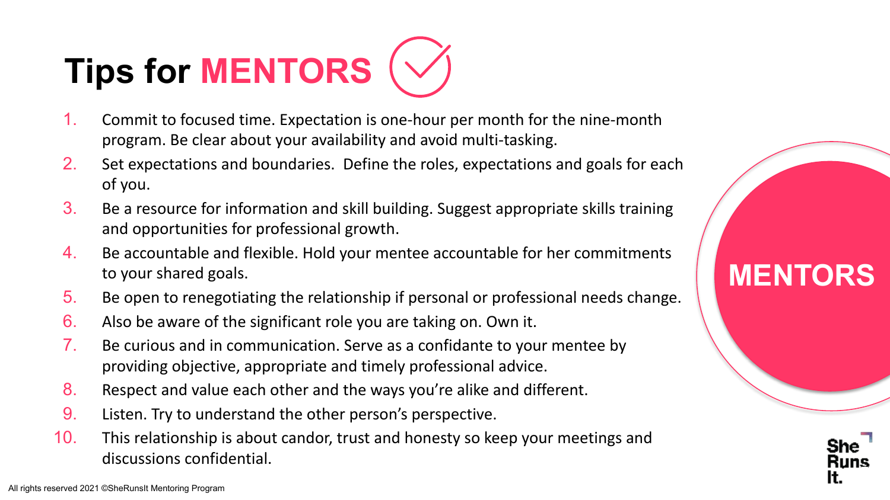# Tips for MENTORS

1. Commit to focused time. Expectation is one-hour per month for the nine-month program. Be clear about your availability and avoid multi-tasking.
2. Set expectations and boundaries. Define the roles, expectations and goals for each of you.
3. Be a resource for information and skill building. Suggest appropriate skills training and opportunities for professional growth.
4. Be accountable and flexible. Hold your mentee accountable for her commitments to your shared goals.
5. Be open to renegotiating the relationship if personal or professional needs change.
6. Also be aware of the significant role you are taking on. Own it.
7. Be curious and in communication. Serve as a confidante to your mentee by providing objective, appropriate and timely professional advice.
8. Respect and value each other and the ways you're alike and different.
9. Listen. Try to understand the other person's perspective.
10. This relationship is about candor, trust and honesty so keep your meetings and discussions confidential.

MENTORS

She Runs It.

All rights reserved 2021 ©SheRunsIt Mentoring Program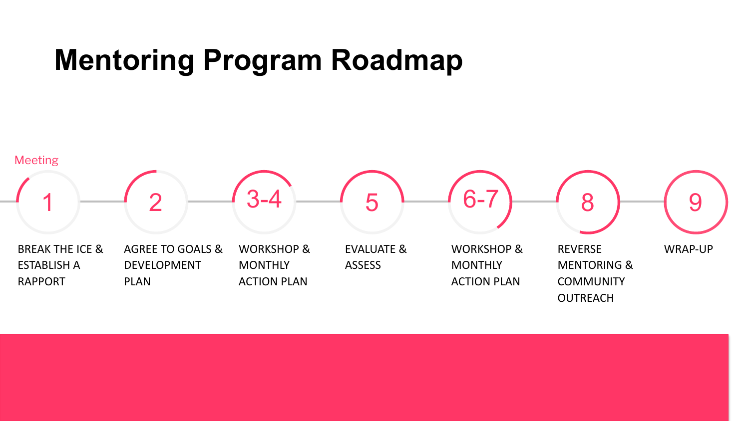# Mentoring Program Roadmap

Meeting

| 1 | 2 | 3-4 | 5 | 6-7 | 8 | 9 |
|---|---|---|---|---|---|---|
| BREAK THE ICE & ESTABLISH A RAPPORT | AGREE TO GOALS & DEVELOPMENT PLAN | WORKSHOP & MONTHLY ACTION PLAN | EVALUATE & ASSESS | WORKSHOP & MONTHLY ACTION PLAN | REVERSE MENTORING & COMMUNITY OUTREACH | WRAP-UP |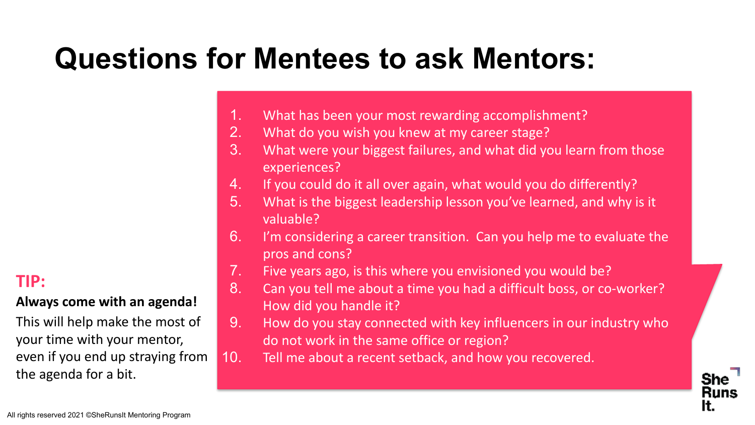# Questions for Mentees to ask Mentors:

1. What has been your most rewarding accomplishment?
2. What do you wish you knew at my career stage?
3. What were your biggest failures, and what did you learn from those experiences?
4. If you could do it all over again, what would you do differently?
5. What is the biggest leadership lesson you've learned, and why is it valuable?
6. I'm considering a career transition. Can you help me to evaluate the pros and cons?
7. Five years ago, is this where you envisioned you would be?
8. Can you tell me about a time you had a difficult boss, or co-worker? How did you handle it?
9. How do you stay connected with key influencers in our industry who do not work in the same office or region?
10. Tell me about a recent setback, and how you recovered.

**TIP:**

**Always come with an agenda!**

This will help make the most of your time with your mentor, even if you end up straying from the agenda for a bit.

She Runs It.

All rights reserved 2021 ©SheRunsIt Mentoring Program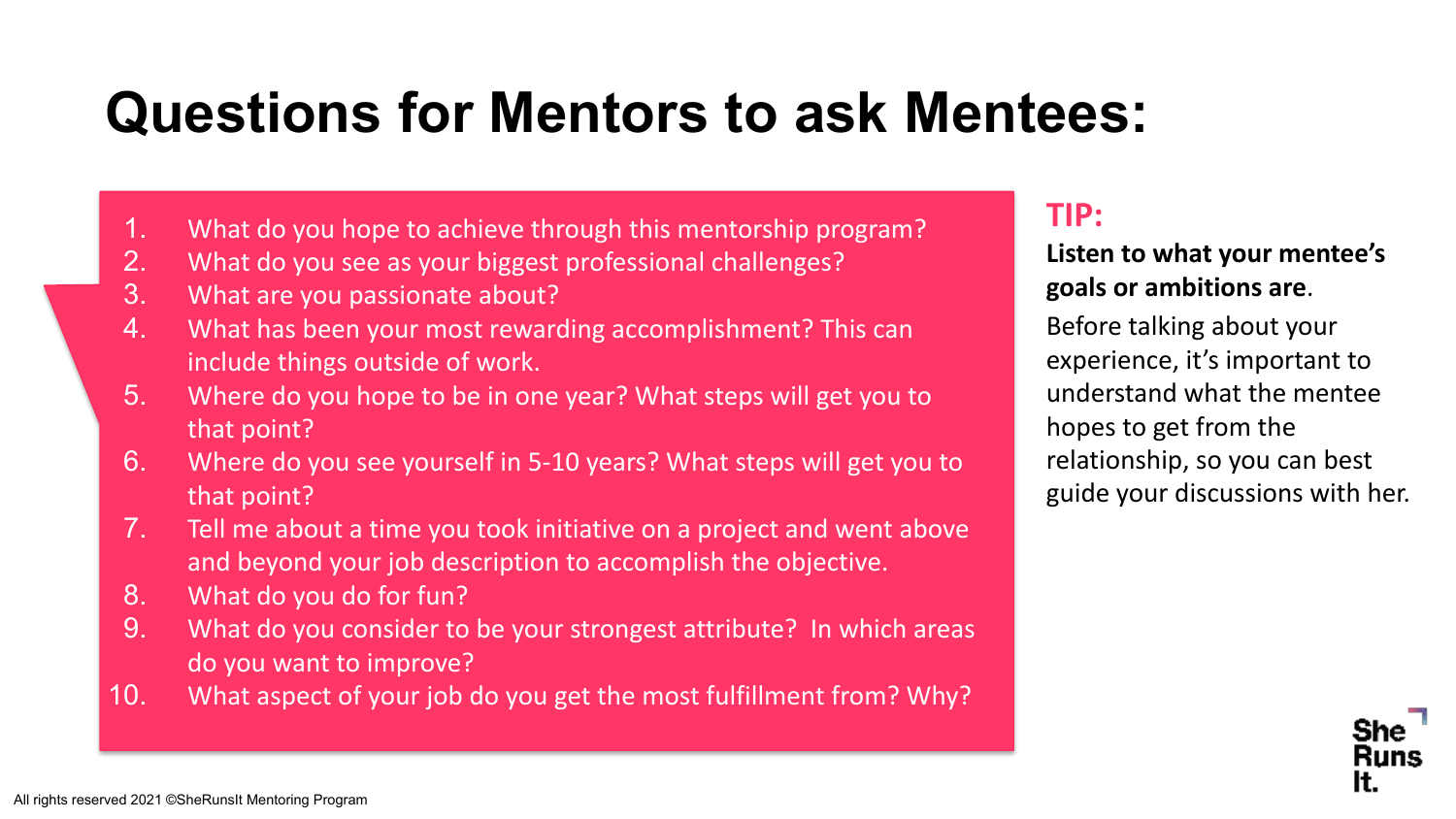# Questions for Mentors to ask Mentees:

1. What do you hope to achieve through this mentorship program?
2. What do you see as your biggest professional challenges?
3. What are you passionate about?
4. What has been your most rewarding accomplishment? This can include things outside of work.
5. Where do you hope to be in one year? What steps will get you to that point?
6. Where do you see yourself in 5-10 years? What steps will get you to that point?
7. Tell me about a time you took initiative on a project and went above and beyond your job description to accomplish the objective.
8. What do you do for fun?
9. What do you consider to be your strongest attribute? In which areas do you want to improve?
10. What aspect of your job do you get the most fulfillment from? Why?

**TIP:**

**Listen to what your mentee's goals or ambitions are**.

Before talking about your experience, it's important to understand what the mentee hopes to get from the relationship, so you can best guide your discussions with her.

All rights reserved 2021 ©SheRunsIt Mentoring Program

She Runs It.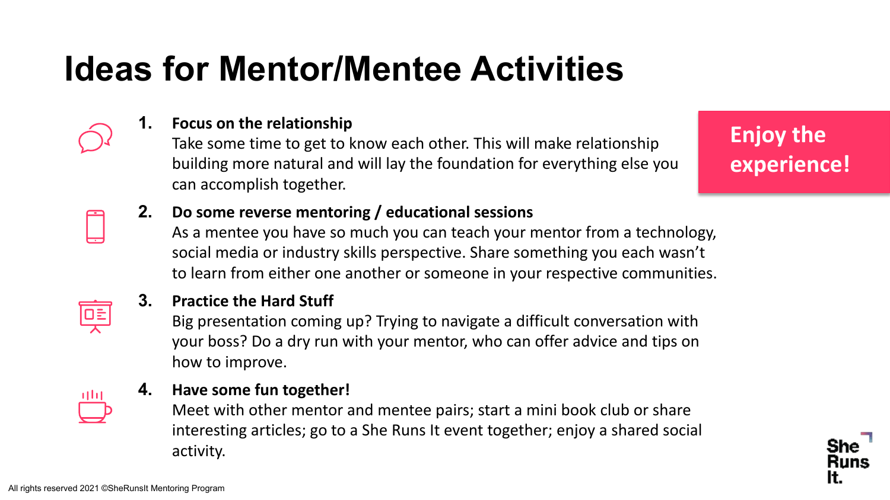# Ideas for Mentor/Mentee Activities

1. **Focus on the relationship**
   Take some time to get to know each other. This will make relationship building more natural and will lay the foundation for everything else you can accomplish together.

2. **Do some reverse mentoring / educational sessions**
   As a mentee you have so much you can teach your mentor from a technology, social media or industry skills perspective. Share something you each wasn't to learn from either one another or someone in your respective communities.

3. **Practice the Hard Stuff**
   Big presentation coming up? Trying to navigate a difficult conversation with your boss? Do a dry run with your mentor, who can offer advice and tips on how to improve.

4. **Have some fun together!**
   Meet with other mentor and mentee pairs; start a mini book club or share interesting articles; go to a She Runs It event together; enjoy a shared social activity.

**Enjoy the experience!**

She Runs It.

All rights reserved 2021 ©SheRunsIt Mentoring Program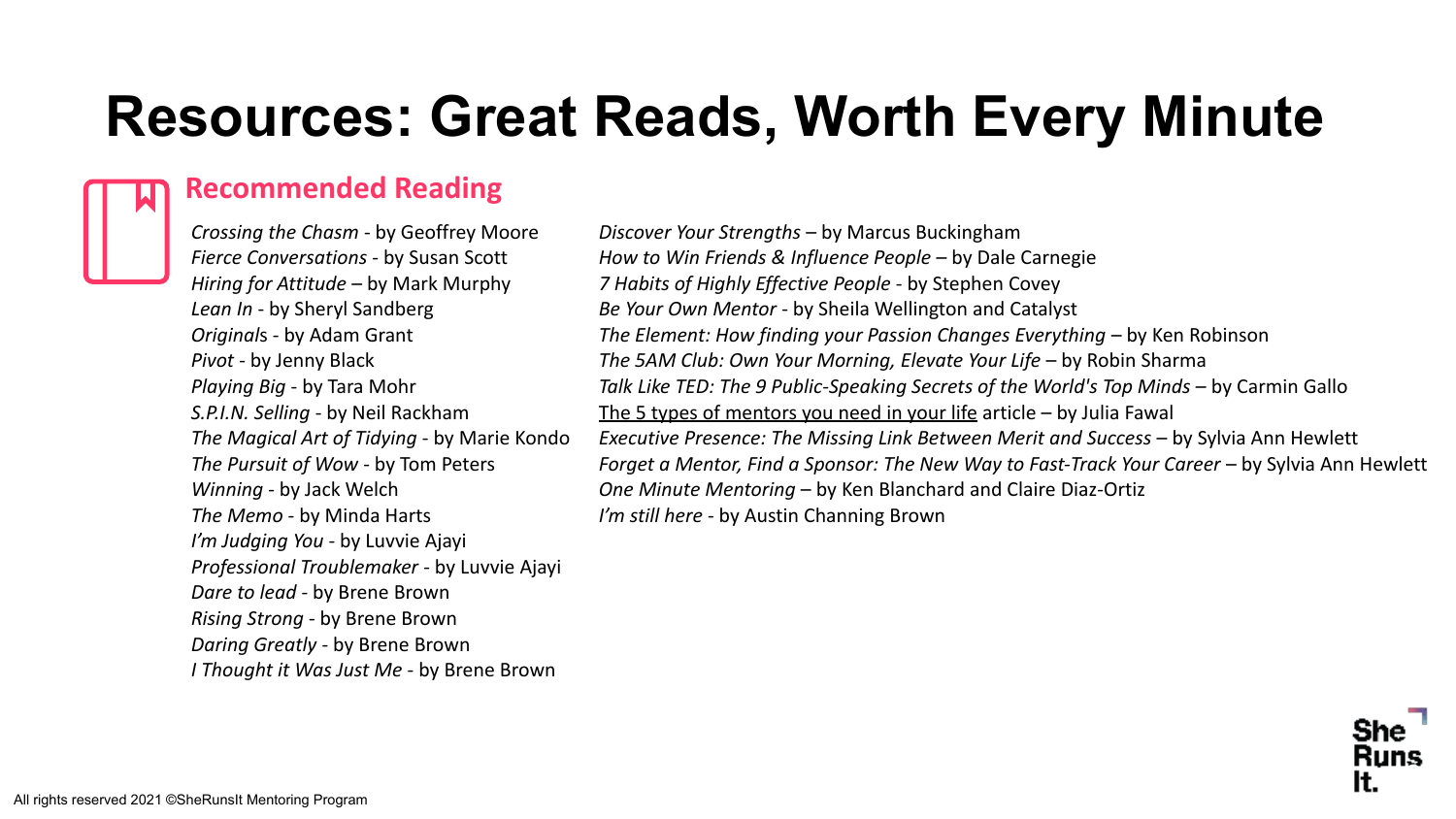# Resources: Great Reads, Worth Every Minute

## Recommended Reading

*Crossing the Chasm* - by Geoffrey Moore
*Fierce Conversations* - by Susan Scott
*Hiring for Attitude* – by Mark Murphy
*Lean In* - by Sheryl Sandberg
*Originals* - by Adam Grant
*Pivot* - by Jenny Black
*Playing Big* - by Tara Mohr
*S.P.I.N. Selling* - by Neil Rackham
*The Magical Art of Tidying* - by Marie Kondo
*The Pursuit of Wow* - by Tom Peters
*Winning* - by Jack Welch
*The Memo* - by Minda Harts
*I'm Judging You* - by Luvvie Ajayi
*Professional Troublemaker* - by Luvvie Ajayi
*Dare to lead* - by Brene Brown
*Rising Strong* - by Brene Brown
*Daring Greatly* - by Brene Brown
*I Thought it Was Just Me* - by Brene Brown

*Discover Your Strengths* – by Marcus Buckingham
*How to Win Friends & Influence People* – by Dale Carnegie
*7 Habits of Highly Effective People* - by Stephen Covey
*Be Your Own Mentor* - by Sheila Wellington and Catalyst
*The Element: How finding your Passion Changes Everything* – by Ken Robinson
*The 5AM Club: Own Your Morning, Elevate Your Life* – by Robin Sharma
*Talk Like TED: The 9 Public-Speaking Secrets of the World's Top Minds* – by Carmin Gallo
The 5 types of mentors you need in your life article – by Julia Fawal
*Executive Presence: The Missing Link Between Merit and Success* – by Sylvia Ann Hewlett
*Forget a Mentor, Find a Sponsor: The New Way to Fast-Track Your Career* – by Sylvia Ann Hewlett
*One Minute Mentoring* – by Ken Blanchard and Claire Diaz-Ortiz
*I'm still here* - by Austin Channing Brown

All rights reserved 2021 ©SheRunsIt Mentoring Program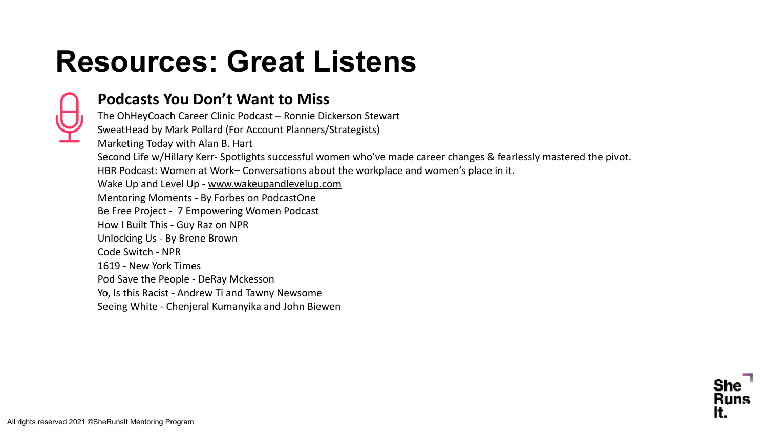# Resources: Great Listens

## Podcasts You Don't Want to Miss

The OhHeyCoach Career Clinic Podcast – Ronnie Dickerson Stewart
SweatHead by Mark Pollard (For Account Planners/Strategists)
Marketing Today with Alan B. Hart
Second Life w/Hillary Kerr- Spotlights successful women who've made career changes & fearlessly mastered the pivot.
HBR Podcast: Women at Work– Conversations about the workplace and women's place in it.
Wake Up and Level Up - www.wakeupandlevelup.com
Mentoring Moments - By Forbes on PodcastOne
Be Free Project - 7 Empowering Women Podcast
How I Built This - Guy Raz on NPR
Unlocking Us - By Brene Brown
Code Switch - NPR
1619 - New York Times
Pod Save the People - DeRay Mckesson
Yo, Is this Racist - Andrew Ti and Tawny Newsome
Seeing White - Chenjeral Kumanyika and John Biewen

All rights reserved 2021 ©SheRunsIt Mentoring Program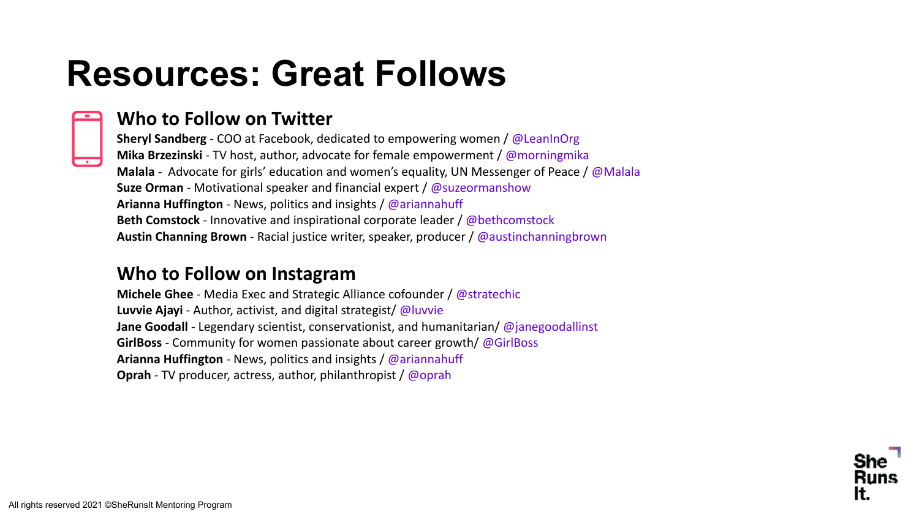# Resources: Great Follows

## Who to Follow on Twitter

**Sheryl Sandberg** - COO at Facebook, dedicated to empowering women / @LeanInOrg
**Mika Brzezinski** - TV host, author, advocate for female empowerment / @morningmika
**Malala** - Advocate for girls' education and women's equality, UN Messenger of Peace / @Malala
**Suze Orman** - Motivational speaker and financial expert / @suzeormanshow
**Arianna Huffington** - News, politics and insights / @ariannahuff
**Beth Comstock** - Innovative and inspirational corporate leader / @bethcomstock
**Austin Channing Brown** - Racial justice writer, speaker, producer / @austinchanningbrown

## Who to Follow on Instagram

**Michele Ghee** - Media Exec and Strategic Alliance cofounder / @stratechic
**Luvvie Ajayi** - Author, activist, and digital strategist/ @luvvie
**Jane Goodall** - Legendary scientist, conservationist, and humanitarian/ @janegoodallinst
**GirlBoss** - Community for women passionate about career growth/ @GirlBoss
**Arianna Huffington** - News, politics and insights / @ariannahuff
**Oprah** - TV producer, actress, author, philanthropist / @oprah

All rights reserved 2021 ©SheRunsIt Mentoring Program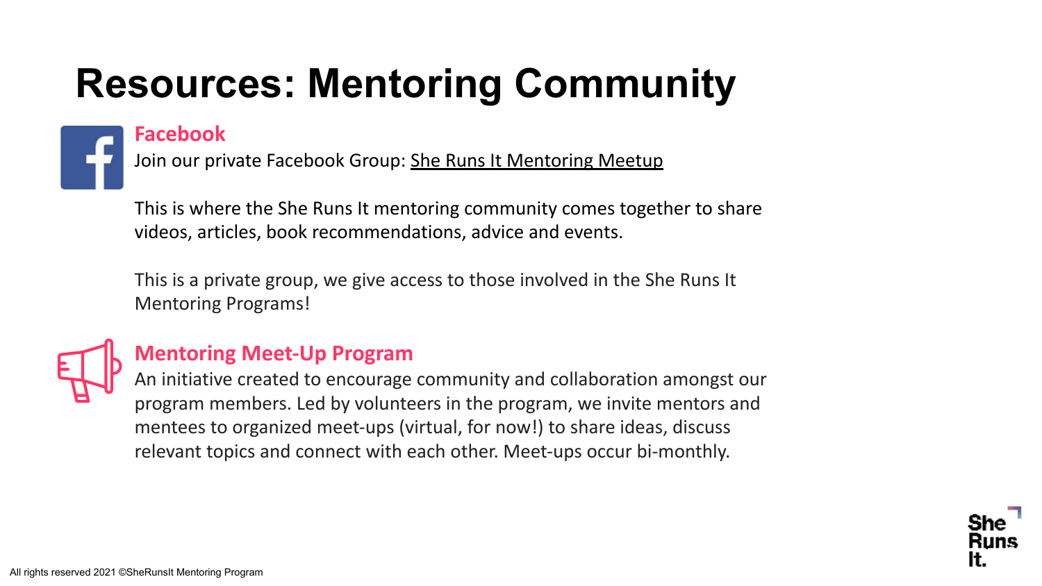# Resources: Mentoring Community

## Facebook

Join our private Facebook Group: She Runs It Mentoring Meetup

This is where the She Runs It mentoring community comes together to share videos, articles, book recommendations, advice and events.

This is a private group, we give access to those involved in the She Runs It Mentoring Programs!

## Mentoring Meet-Up Program

An initiative created to encourage community and collaboration amongst our program members. Led by volunteers in the program, we invite mentors and mentees to organized meet-ups (virtual, for now!) to share ideas, discuss relevant topics and connect with each other. Meet-ups occur bi-monthly.

All rights reserved 2021 ©SheRunsIt Mentoring Program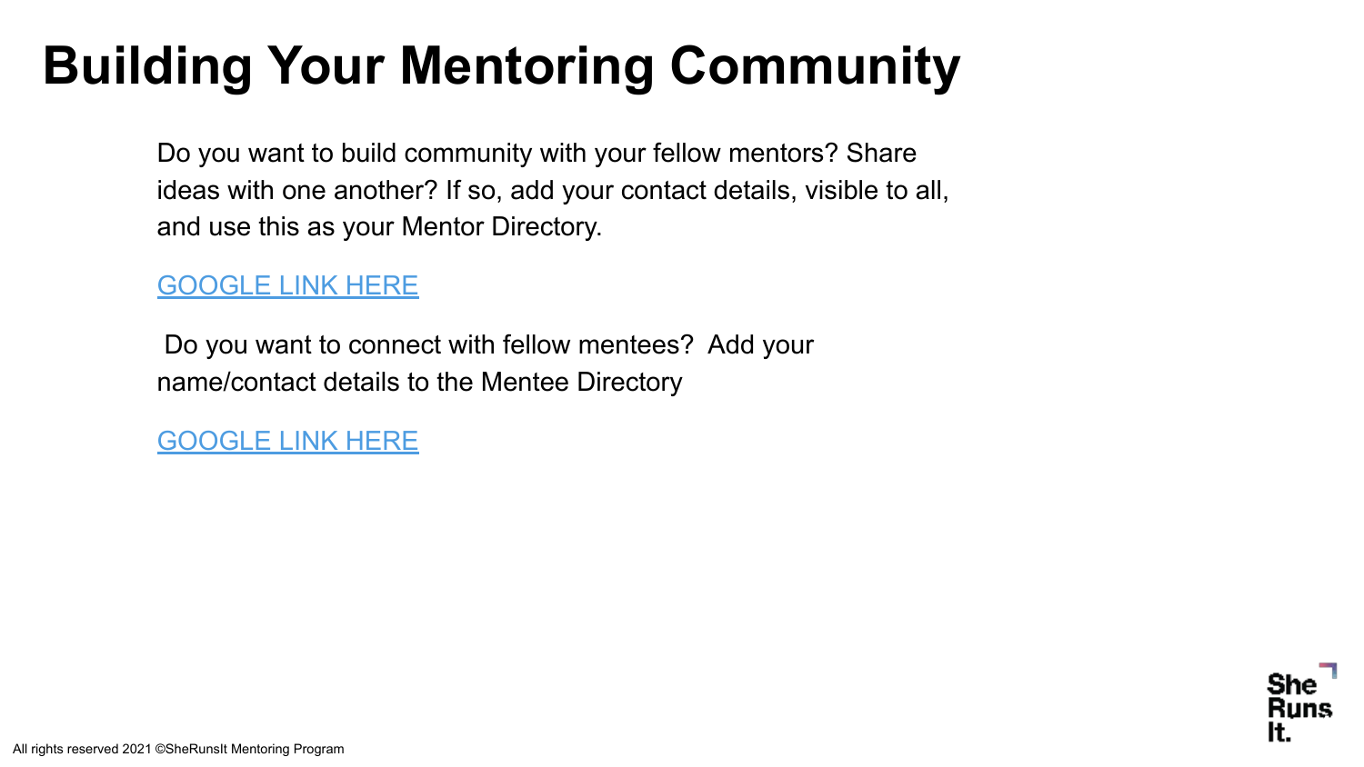# Building Your Mentoring Community

Do you want to build community with your fellow mentors? Share ideas with one another? If so, add your contact details, visible to all, and use this as your Mentor Directory.

GOOGLE LINK HERE

Do you want to connect with fellow mentees? Add your name/contact details to the Mentee Directory

GOOGLE LINK HERE

All rights reserved 2021 ©SheRunsIt Mentoring Program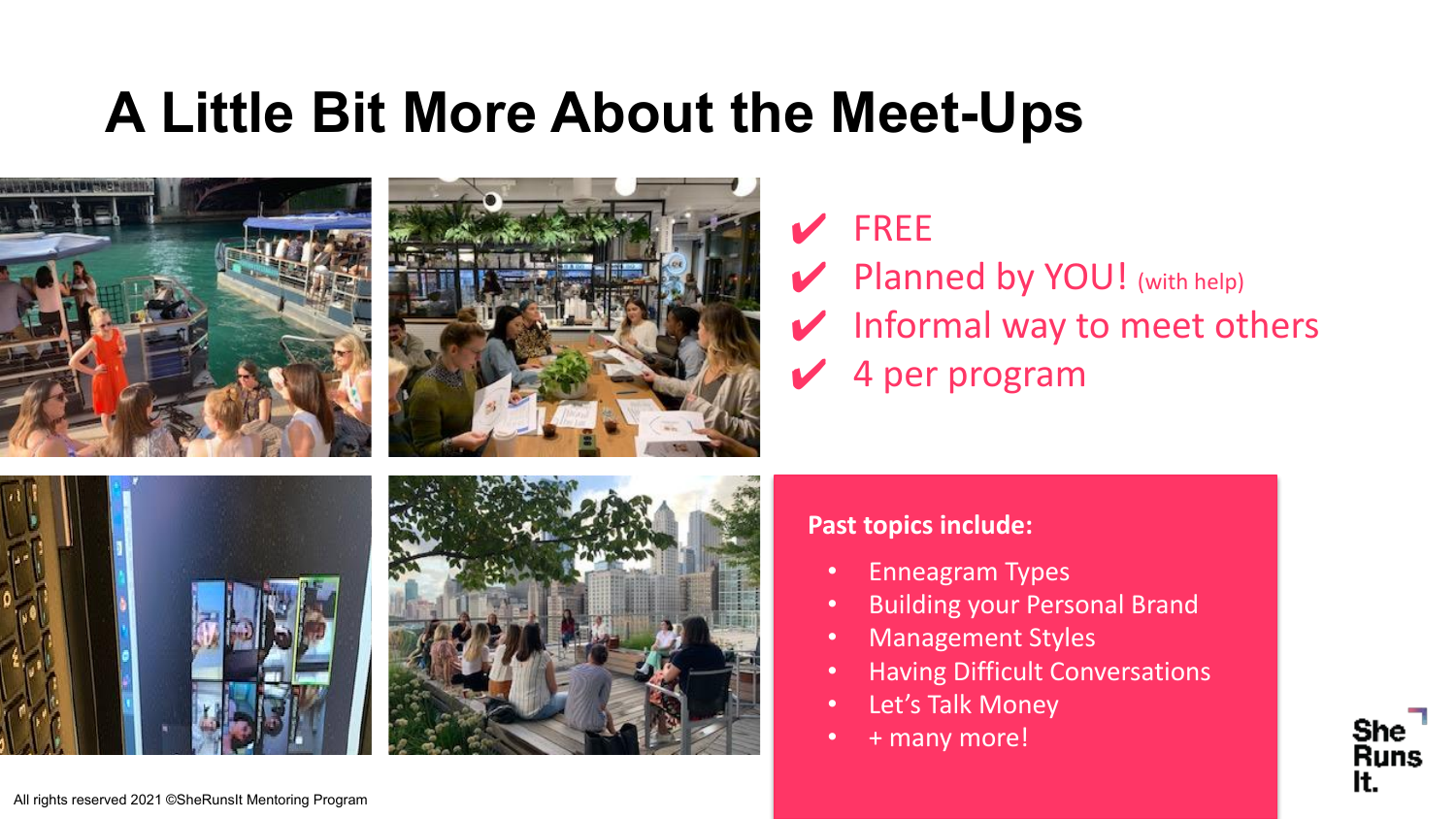# A Little Bit More About the Meet-Ups

- ✔ FREE
- ✔ Planned by YOU! (with help)
- ✔ Informal way to meet others
- ✔ 4 per program

**Past topics include:**

- Enneagram Types
- Building your Personal Brand
- Management Styles
- Having Difficult Conversations
- Let's Talk Money
- + many more!

All rights reserved 2021 ©SheRunsIt Mentoring Program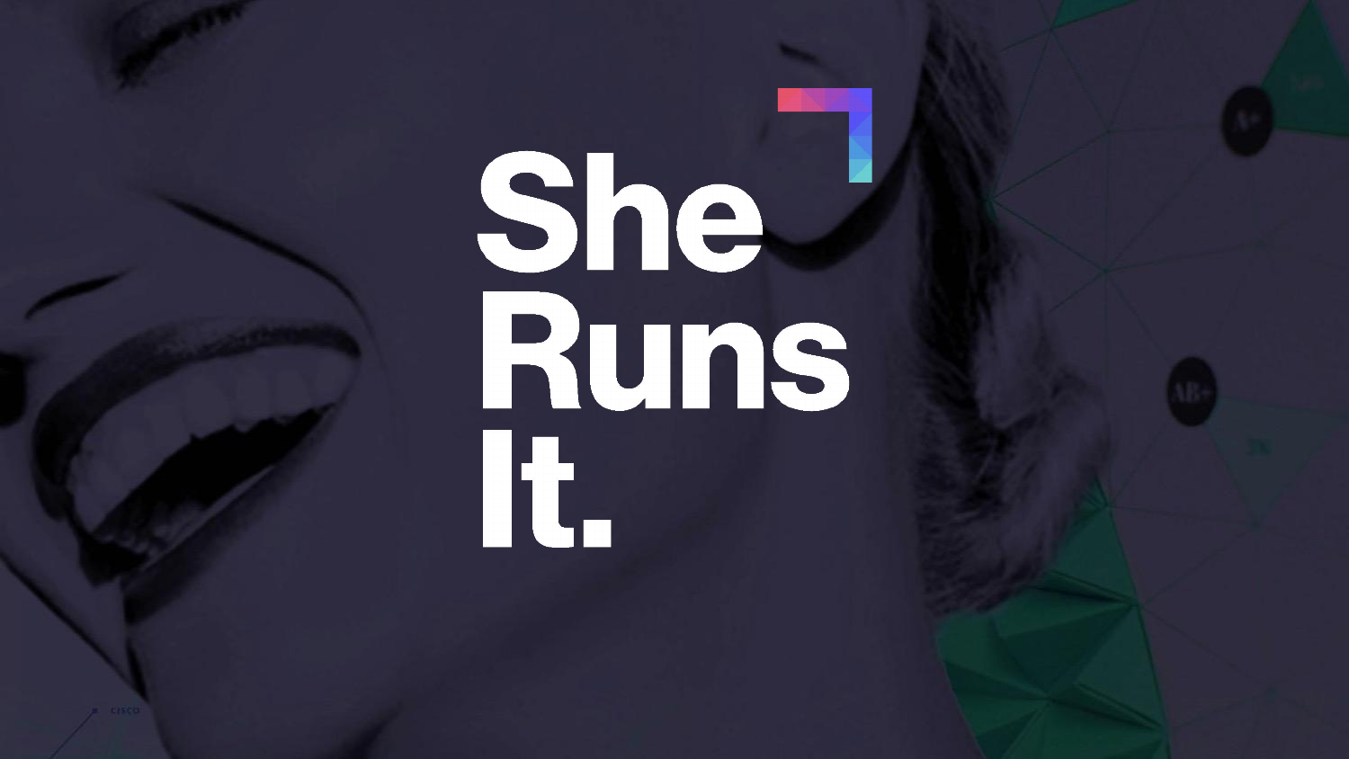# She Runs It.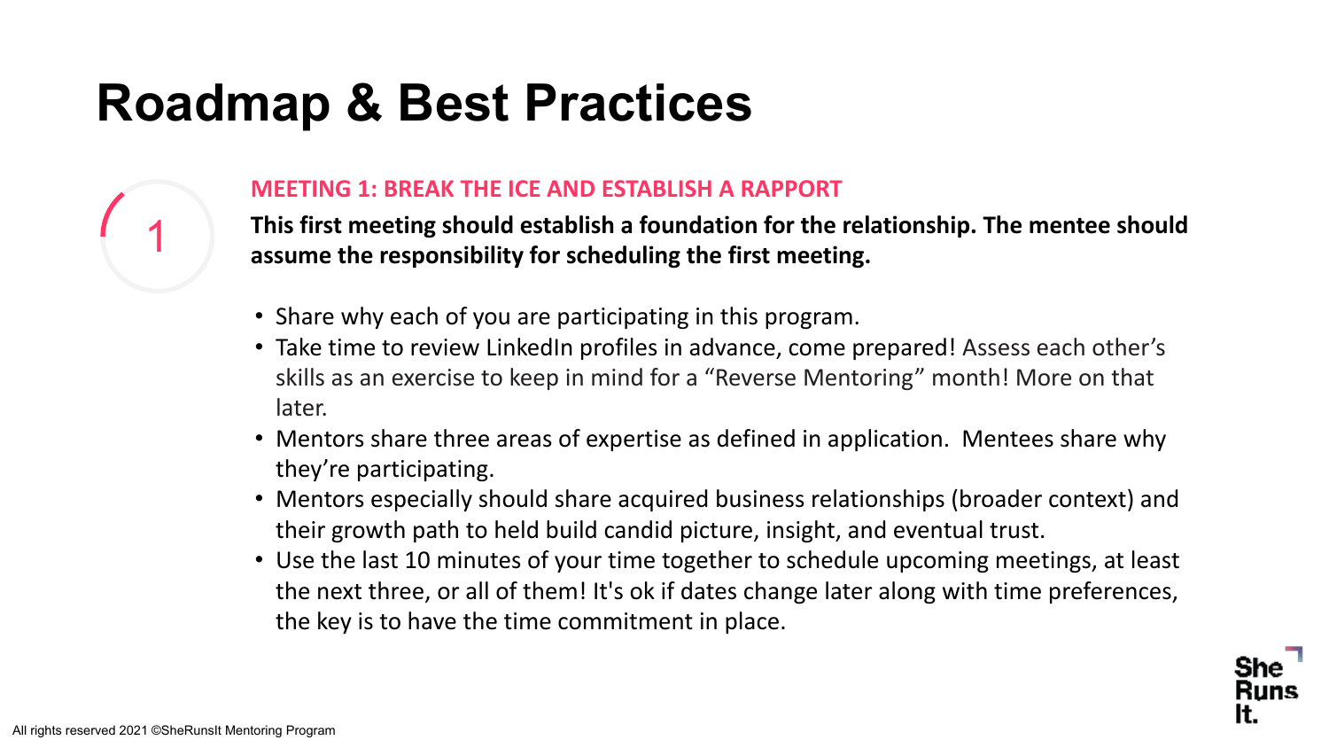# Roadmap & Best Practices

1

## MEETING 1: BREAK THE ICE AND ESTABLISH A RAPPORT

**This first meeting should establish a foundation for the relationship. The mentee should assume the responsibility for scheduling the first meeting.**

- Share why each of you are participating in this program.
- Take time to review LinkedIn profiles in advance, come prepared! Assess each other's skills as an exercise to keep in mind for a "Reverse Mentoring" month! More on that later.
- Mentors share three areas of expertise as defined in application. Mentees share why they're participating.
- Mentors especially should share acquired business relationships (broader context) and their growth path to held build candid picture, insight, and eventual trust.
- Use the last 10 minutes of your time together to schedule upcoming meetings, at least the next three, or all of them! It's ok if dates change later along with time preferences, the key is to have the time commitment in place.

All rights reserved 2021 ©SheRunsIt Mentoring Program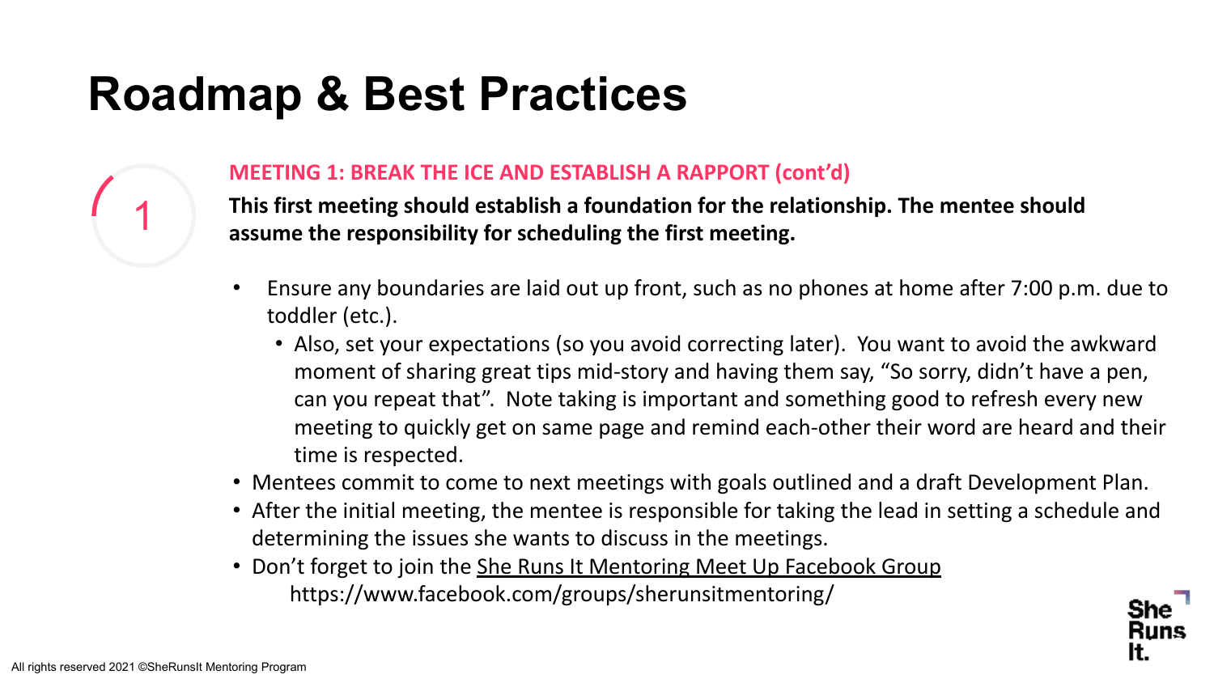# Roadmap & Best Practices

1

**MEETING 1: BREAK THE ICE AND ESTABLISH A RAPPORT (cont'd)**

**This first meeting should establish a foundation for the relationship. The mentee should assume the responsibility for scheduling the first meeting.**

- Ensure any boundaries are laid out up front, such as no phones at home after 7:00 p.m. due to toddler (etc.).
  - Also, set your expectations (so you avoid correcting later). You want to avoid the awkward moment of sharing great tips mid-story and having them say, "So sorry, didn't have a pen, can you repeat that". Note taking is important and something good to refresh every new meeting to quickly get on same page and remind each-other their word are heard and their time is respected.
- Mentees commit to come to next meetings with goals outlined and a draft Development Plan.
- After the initial meeting, the mentee is responsible for taking the lead in setting a schedule and determining the issues she wants to discuss in the meetings.
- Don't forget to join the She Runs It Mentoring Meet Up Facebook Group
  https://www.facebook.com/groups/sherunsitmentoring/

All rights reserved 2021 ©SheRunsIt Mentoring Program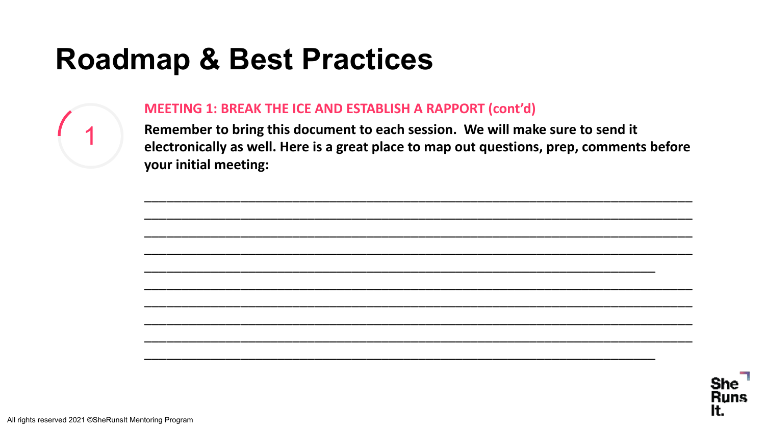# Roadmap & Best Practices

1

**MEETING 1: BREAK THE ICE AND ESTABLISH A RAPPORT (cont'd)**

**Remember to bring this document to each session. We will make sure to send it electronically as well. Here is a great place to map out questions, prep, comments before your initial meeting:**

\_\_\_\_\_\_\_\_\_\_\_\_\_\_\_\_\_\_\_\_\_\_\_\_\_\_\_\_\_\_\_\_\_\_\_\_\_\_\_\_\_\_\_\_\_\_\_\_\_\_\_\_\_\_\_\_\_\_\_\_\_\_\_\_\_\_\_\_\_\_

\_\_\_\_\_\_\_\_\_\_\_\_\_\_\_\_\_\_\_\_\_\_\_\_\_\_\_\_\_\_\_\_\_\_\_\_\_\_\_\_\_\_\_\_\_\_\_\_\_\_\_\_\_\_\_\_\_\_\_\_\_\_\_\_\_\_\_\_\_\_

\_\_\_\_\_\_\_\_\_\_\_\_\_\_\_\_\_\_\_\_\_\_\_\_\_\_\_\_\_\_\_\_\_\_\_\_\_\_\_\_\_\_\_\_\_\_\_\_\_\_\_\_\_\_\_\_\_\_\_\_\_\_\_\_\_\_\_\_\_\_

\_\_\_\_\_\_\_\_\_\_\_\_\_\_\_\_\_\_\_\_\_\_\_\_\_\_\_\_\_\_\_\_\_\_\_\_\_\_\_\_\_\_\_\_\_\_\_\_\_\_\_\_\_\_\_\_\_\_\_\_\_\_\_\_\_\_\_\_\_\_

\_\_\_\_\_\_\_\_\_\_\_\_\_\_\_\_\_\_\_\_\_\_\_\_\_\_\_\_\_\_\_\_\_\_\_\_\_\_\_\_\_\_\_\_\_\_\_\_\_\_\_\_\_\_\_\_\_\_\_\_\_\_\_\_\_\_

\_\_\_\_\_\_\_\_\_\_\_\_\_\_\_\_\_\_\_\_\_\_\_\_\_\_\_\_\_\_\_\_\_\_\_\_\_\_\_\_\_\_\_\_\_\_\_\_\_\_\_\_\_\_\_\_\_\_\_\_\_\_\_\_\_\_\_\_\_\_

\_\_\_\_\_\_\_\_\_\_\_\_\_\_\_\_\_\_\_\_\_\_\_\_\_\_\_\_\_\_\_\_\_\_\_\_\_\_\_\_\_\_\_\_\_\_\_\_\_\_\_\_\_\_\_\_\_\_\_\_\_\_\_\_\_\_\_\_\_\_

\_\_\_\_\_\_\_\_\_\_\_\_\_\_\_\_\_\_\_\_\_\_\_\_\_\_\_\_\_\_\_\_\_\_\_\_\_\_\_\_\_\_\_\_\_\_\_\_\_\_\_\_\_\_\_\_\_\_\_\_\_\_\_\_\_\_\_\_\_\_

\_\_\_\_\_\_\_\_\_\_\_\_\_\_\_\_\_\_\_\_\_\_\_\_\_\_\_\_\_\_\_\_\_\_\_\_\_\_\_\_\_\_\_\_\_\_\_\_\_\_\_\_\_\_\_\_\_\_\_\_\_\_\_\_\_\_\_\_\_\_

\_\_\_\_\_\_\_\_\_\_\_\_\_\_\_\_\_\_\_\_\_\_\_\_\_\_\_\_\_\_\_\_\_\_\_\_\_\_\_\_\_\_\_\_\_\_\_\_\_\_\_\_\_\_\_\_\_\_\_\_\_\_\_\_\_\_

She Runs It.

All rights reserved 2021 ©SheRunsIt Mentoring Program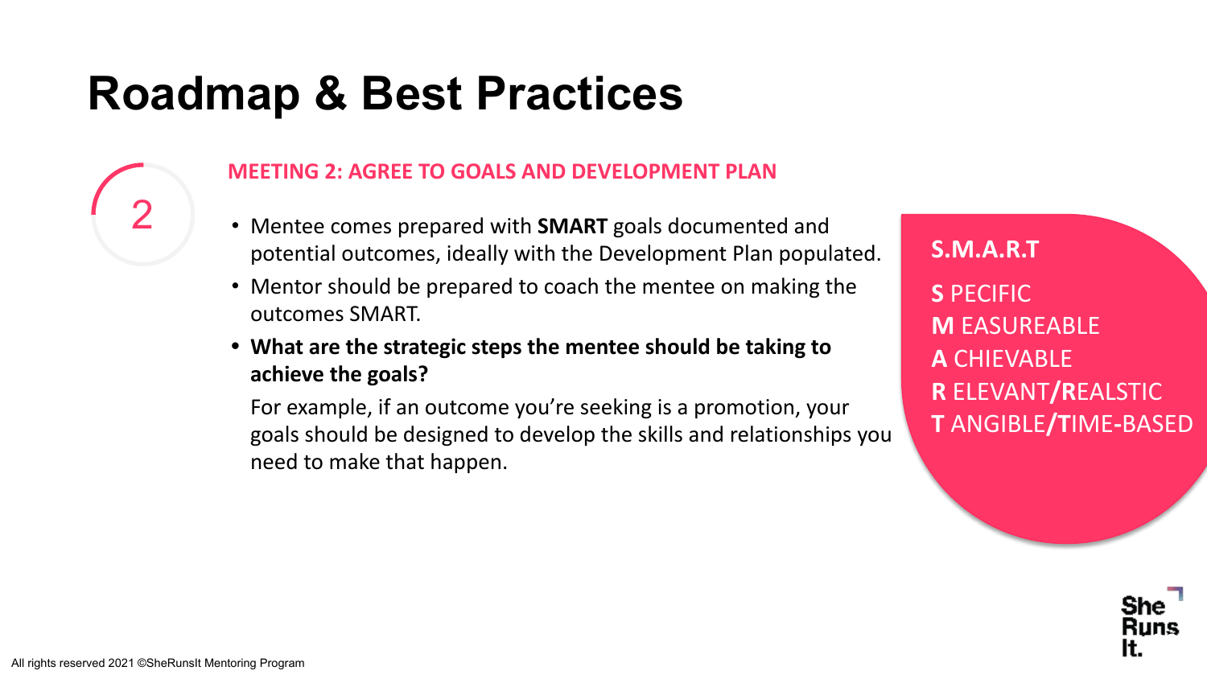# Roadmap & Best Practices

2

## MEETING 2: AGREE TO GOALS AND DEVELOPMENT PLAN

- Mentee comes prepared with **SMART** goals documented and potential outcomes, ideally with the Development Plan populated.
- Mentor should be prepared to coach the mentee on making the outcomes SMART.
- **What are the strategic steps the mentee should be taking to achieve the goals?**

  For example, if an outcome you're seeking is a promotion, your goals should be designed to develop the skills and relationships you need to make that happen.

**S.M.A.R.T**

**S** PECIFIC
**M** EASUREABLE
**A** CHIEVABLE
**R** ELEVANT/**R**EALSTIC
**T** ANGIBLE/**T**IME-BASED

All rights reserved 2021 ©SheRunsIt Mentoring Program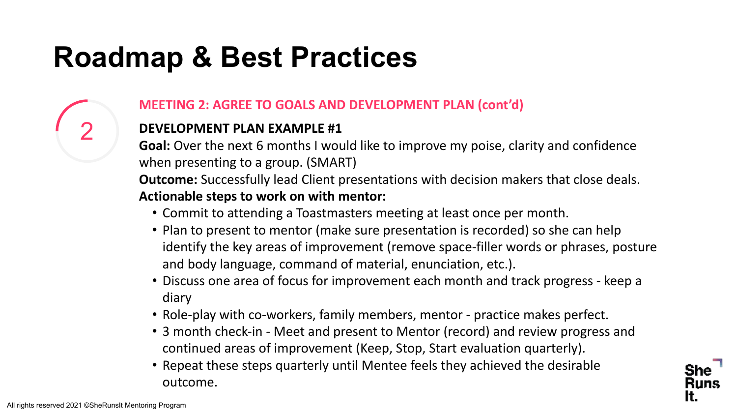# Roadmap & Best Practices

2

## MEETING 2: AGREE TO GOALS AND DEVELOPMENT PLAN (cont'd)

**DEVELOPMENT PLAN EXAMPLE #1**

**Goal:** Over the next 6 months I would like to improve my poise, clarity and confidence when presenting to a group. (SMART)

**Outcome:** Successfully lead Client presentations with decision makers that close deals.

**Actionable steps to work on with mentor:**

- Commit to attending a Toastmasters meeting at least once per month.
- Plan to present to mentor (make sure presentation is recorded) so she can help identify the key areas of improvement (remove space-filler words or phrases, posture and body language, command of material, enunciation, etc.).
- Discuss one area of focus for improvement each month and track progress - keep a diary
- Role-play with co-workers, family members, mentor - practice makes perfect.
- 3 month check-in - Meet and present to Mentor (record) and review progress and continued areas of improvement (Keep, Stop, Start evaluation quarterly).
- Repeat these steps quarterly until Mentee feels they achieved the desirable outcome.

All rights reserved 2021 ©SheRunsIt Mentoring Program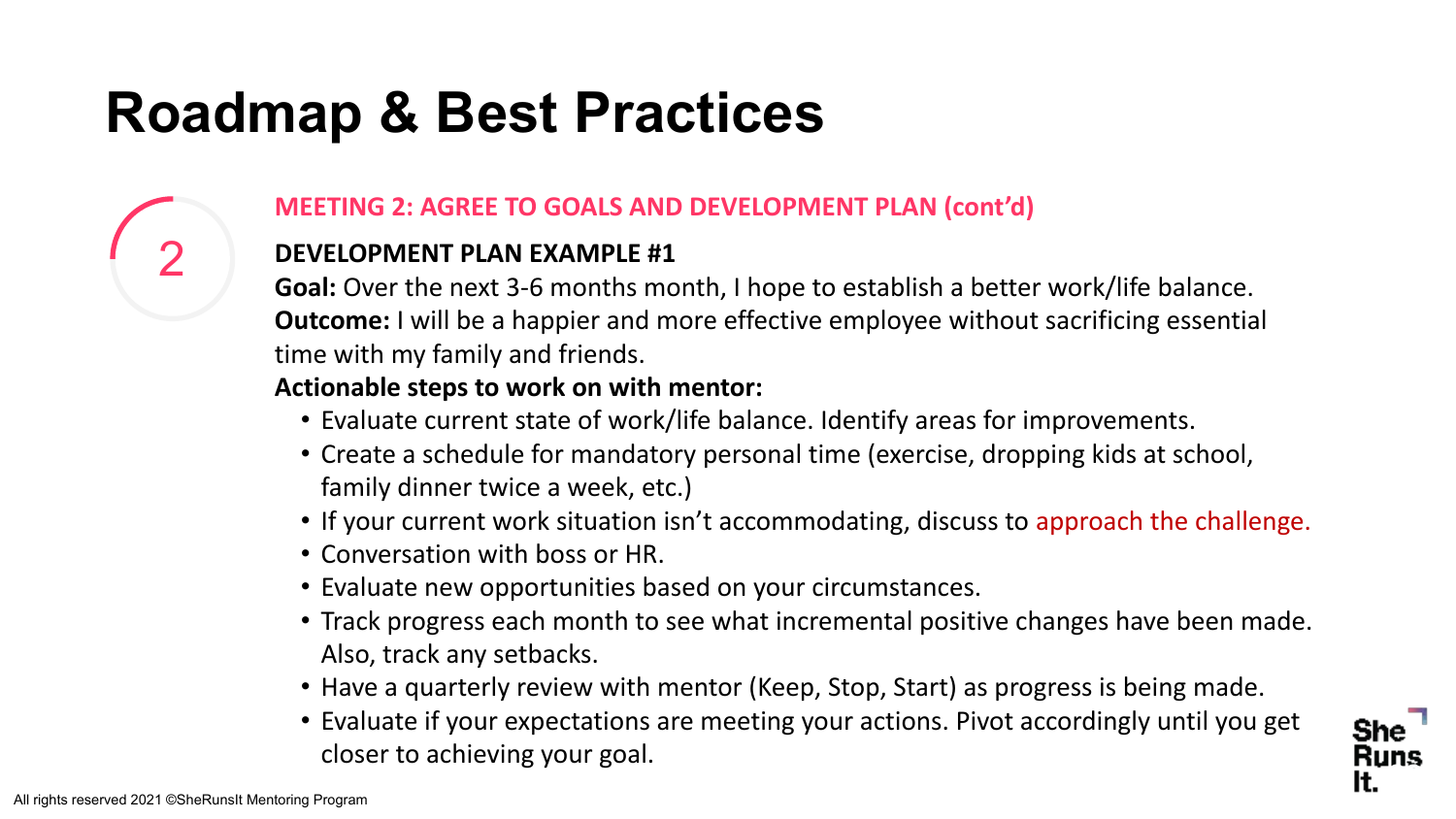# Roadmap & Best Practices

2

**MEETING 2: AGREE TO GOALS AND DEVELOPMENT PLAN (cont'd)**

**DEVELOPMENT PLAN EXAMPLE #1**

**Goal:** Over the next 3-6 months month, I hope to establish a better work/life balance.

**Outcome:** I will be a happier and more effective employee without sacrificing essential time with my family and friends.

**Actionable steps to work on with mentor:**

- Evaluate current state of work/life balance. Identify areas for improvements.
- Create a schedule for mandatory personal time (exercise, dropping kids at school, family dinner twice a week, etc.)
- If your current work situation isn't accommodating, discuss to approach the challenge.
- Conversation with boss or HR.
- Evaluate new opportunities based on your circumstances.
- Track progress each month to see what incremental positive changes have been made. Also, track any setbacks.
- Have a quarterly review with mentor (Keep, Stop, Start) as progress is being made.
- Evaluate if your expectations are meeting your actions. Pivot accordingly until you get closer to achieving your goal.

All rights reserved 2021 ©SheRunsIt Mentoring Program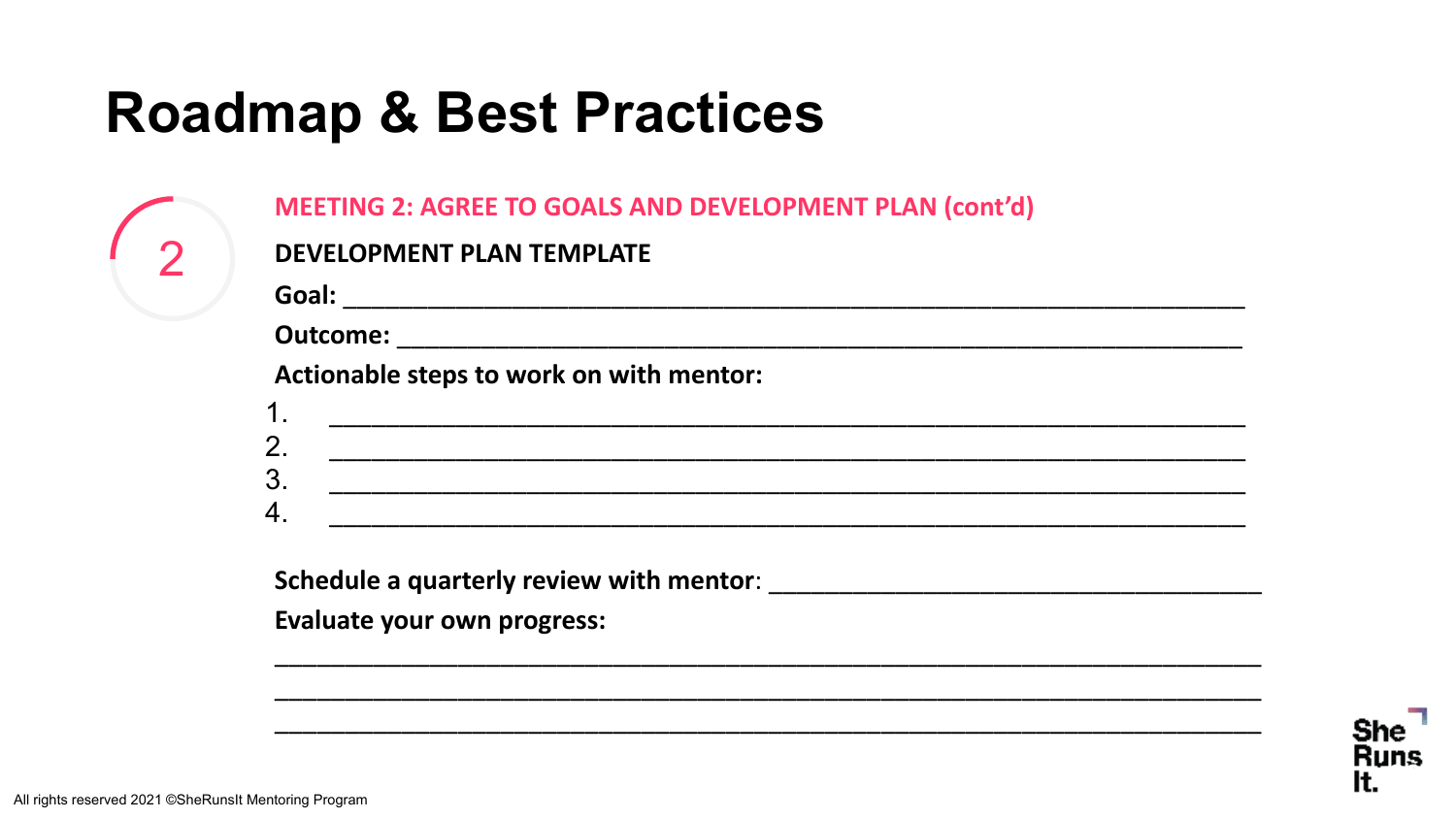# Roadmap & Best Practices

2

**MEETING 2: AGREE TO GOALS AND DEVELOPMENT PLAN (cont'd)**

**DEVELOPMENT PLAN TEMPLATE**

**Goal:** ___________________________________________________________

**Outcome:** ________________________________________________________

**Actionable steps to work on with mentor:**

1. ___________________________________________________________
2. ___________________________________________________________
3. ___________________________________________________________
4. ___________________________________________________________

**Schedule a quarterly review with mentor**: ________________________________

**Evaluate your own progress:**

___________________________________________________________________

___________________________________________________________________

___________________________________________________________________

All rights reserved 2021 ©SheRunsIt Mentoring Program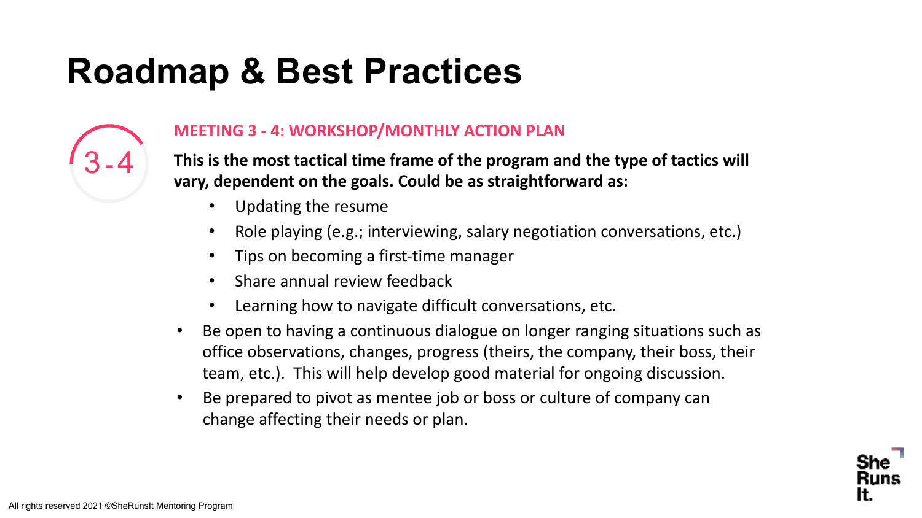# Roadmap & Best Practices

3 - 4

## MEETING 3 - 4: WORKSHOP/MONTHLY ACTION PLAN

**This is the most tactical time frame of the program and the type of tactics will vary, dependent on the goals. Could be as straightforward as:**

- Updating the resume
- Role playing (e.g.; interviewing, salary negotiation conversations, etc.)
- Tips on becoming a first-time manager
- Share annual review feedback
- Learning how to navigate difficult conversations, etc.

- Be open to having a continuous dialogue on longer ranging situations such as office observations, changes, progress (theirs, the company, their boss, their team, etc.). This will help develop good material for ongoing discussion.
- Be prepared to pivot as mentee job or boss or culture of company can change affecting their needs or plan.

All rights reserved 2021 ©SheRunsIt Mentoring Program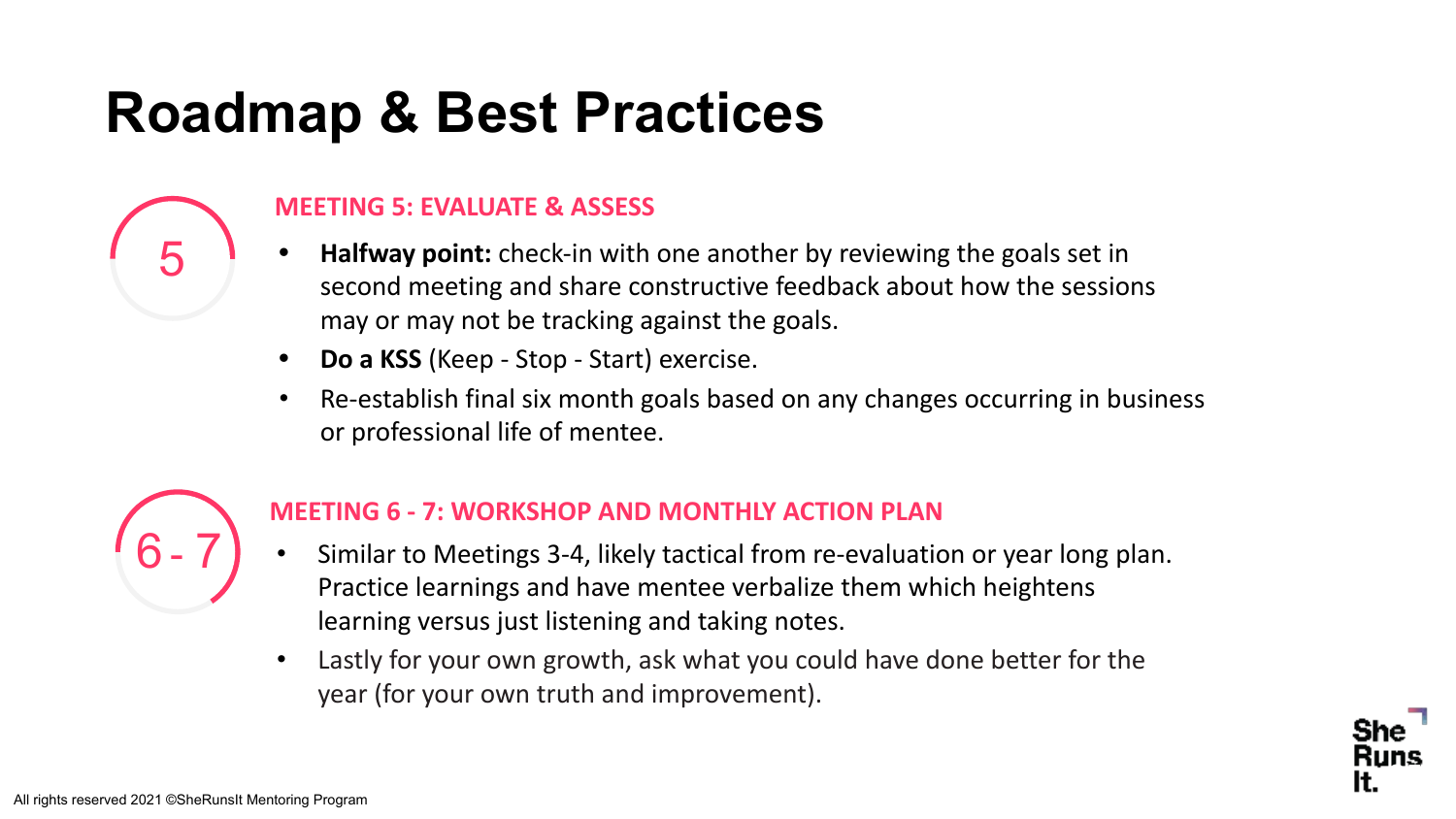# Roadmap & Best Practices

5

### MEETING 5: EVALUATE & ASSESS

- **Halfway point:** check-in with one another by reviewing the goals set in second meeting and share constructive feedback about how the sessions may or may not be tracking against the goals.
- **Do a KSS** (Keep - Stop - Start) exercise.
- Re-establish final six month goals based on any changes occurring in business or professional life of mentee.

6 - 7

### MEETING 6 - 7: WORKSHOP AND MONTHLY ACTION PLAN

- Similar to Meetings 3-4, likely tactical from re-evaluation or year long plan. Practice learnings and have mentee verbalize them which heightens learning versus just listening and taking notes.
- Lastly for your own growth, ask what you could have done better for the year (for your own truth and improvement).

All rights reserved 2021 ©SheRunsIt Mentoring Program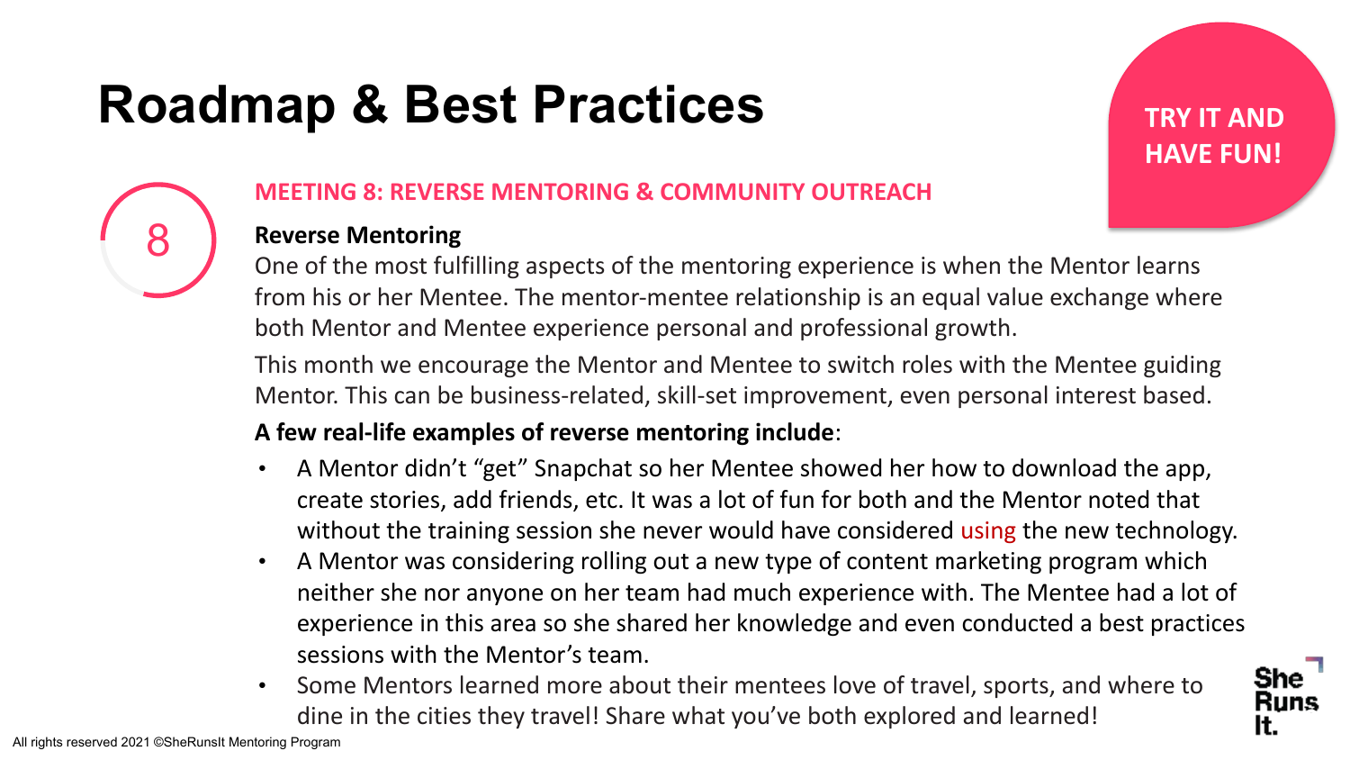# Roadmap & Best Practices

**TRY IT AND HAVE FUN!**

8

## MEETING 8: REVERSE MENTORING & COMMUNITY OUTREACH

**Reverse Mentoring**

One of the most fulfilling aspects of the mentoring experience is when the Mentor learns from his or her Mentee. The mentor-mentee relationship is an equal value exchange where both Mentor and Mentee experience personal and professional growth.

This month we encourage the Mentor and Mentee to switch roles with the Mentee guiding Mentor. This can be business-related, skill-set improvement, even personal interest based.

**A few real-life examples of reverse mentoring include**:

- A Mentor didn't "get" Snapchat so her Mentee showed her how to download the app, create stories, add friends, etc. It was a lot of fun for both and the Mentor noted that without the training session she never would have considered using the new technology.
- A Mentor was considering rolling out a new type of content marketing program which neither she nor anyone on her team had much experience with. The Mentee had a lot of experience in this area so she shared her knowledge and even conducted a best practices sessions with the Mentor's team.
- Some Mentors learned more about their mentees love of travel, sports, and where to dine in the cities they travel! Share what you've both explored and learned!

All rights reserved 2021 ©SheRunsIt Mentoring Program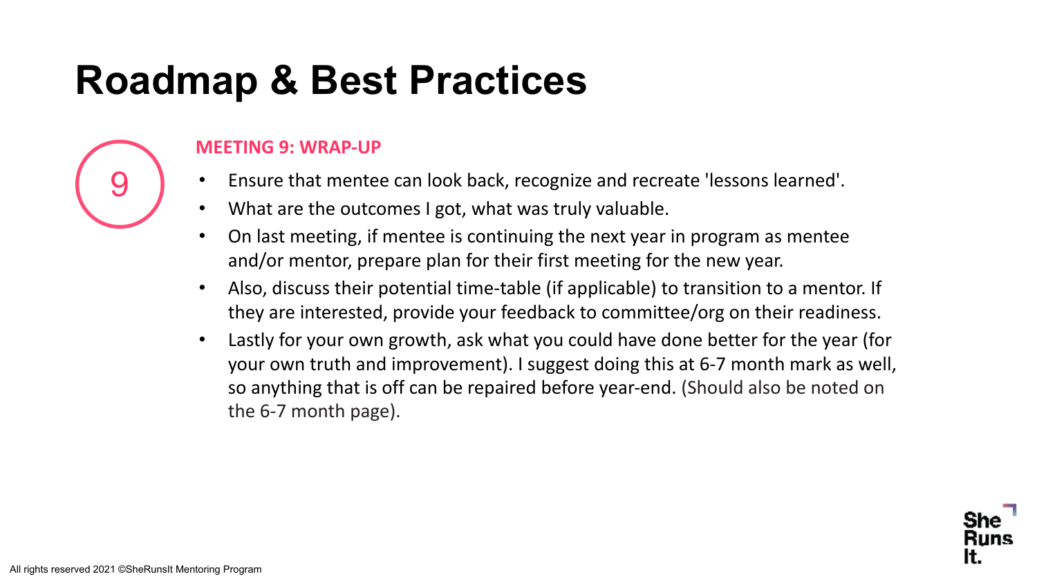# Roadmap & Best Practices

9

**MEETING 9: WRAP-UP**

- Ensure that mentee can look back, recognize and recreate 'lessons learned'.
- What are the outcomes I got, what was truly valuable.
- On last meeting, if mentee is continuing the next year in program as mentee and/or mentor, prepare plan for their first meeting for the new year.
- Also, discuss their potential time-table (if applicable) to transition to a mentor. If they are interested, provide your feedback to committee/org on their readiness.
- Lastly for your own growth, ask what you could have done better for the year (for your own truth and improvement). I suggest doing this at 6-7 month mark as well, so anything that is off can be repaired before year-end. (Should also be noted on the 6-7 month page).

All rights reserved 2021 ©SheRunsIt Mentoring Program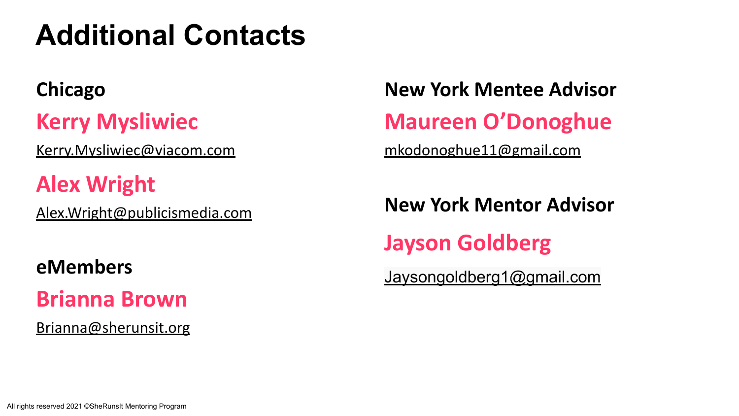# Additional Contacts

**Chicago**

**Kerry Mysliwiec**

Kerry.Mysliwiec@viacom.com

**Alex Wright**

Alex.Wright@publicismedia.com

**eMembers**

**Brianna Brown**

Brianna@sherunsit.org

**New York Mentee Advisor**

**Maureen O'Donoghue**

mkodonoghue11@gmail.com

**New York Mentor Advisor**

**Jayson Goldberg**

Jaysongoldberg1@gmail.com

All rights reserved 2021 ©SheRunsIt Mentoring Program